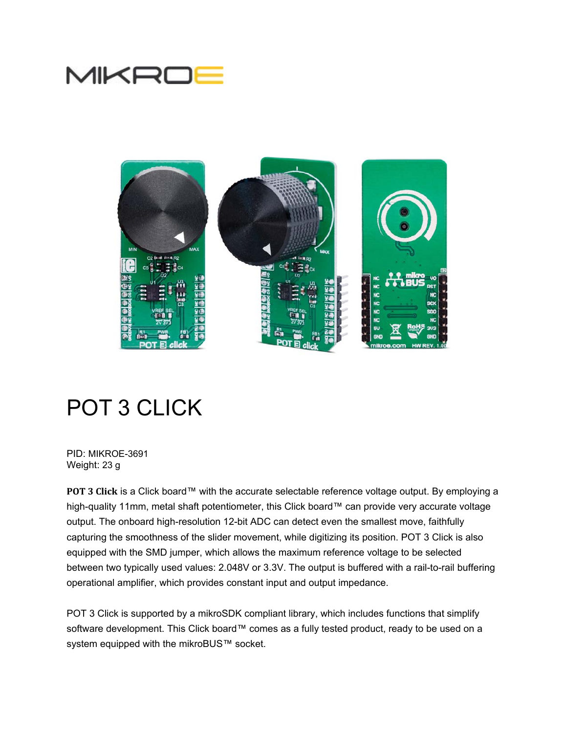# POT 3 CLICK

PID: MIKROE-3691
Weight: 23 g

**POT 3 Click** is a Click board™ with the accurate selectable reference voltage output. By employing a high-quality 11mm, metal shaft potentiometer, this Click board™ can provide very accurate voltage output. The onboard high-resolution 12-bit ADC can detect even the smallest move, faithfully capturing the smoothness of the slider movement, while digitizing its position. POT 3 Click is also equipped with the SMD jumper, which allows the maximum reference voltage to be selected between two typically used values: 2.048V or 3.3V. The output is buffered with a rail-to-rail buffering operational amplifier, which provides constant input and output impedance.

POT 3 Click is supported by a mikroSDK compliant library, which includes functions that simplify software development. This Click board™ comes as a fully tested product, ready to be used on a system equipped with the mikroBUS™ socket.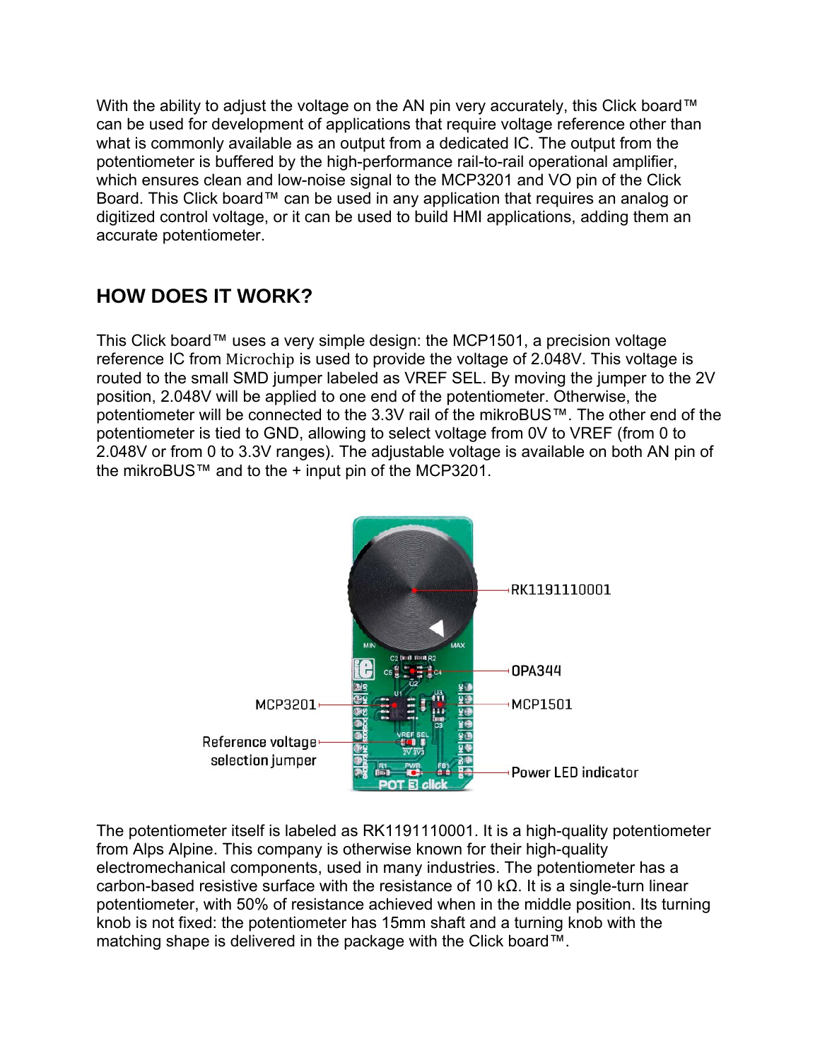With the ability to adjust the voltage on the AN pin very accurately, this Click board™ can be used for development of applications that require voltage reference other than what is commonly available as an output from a dedicated IC. The output from the potentiometer is buffered by the high-performance rail-to-rail operational amplifier, which ensures clean and low-noise signal to the MCP3201 and VO pin of the Click Board. This Click board™ can be used in any application that requires an analog or digitized control voltage, or it can be used to build HMI applications, adding them an accurate potentiometer.

## HOW DOES IT WORK?

This Click board™ uses a very simple design: the MCP1501, a precision voltage reference IC from Microchip is used to provide the voltage of 2.048V. This voltage is routed to the small SMD jumper labeled as VREF SEL. By moving the jumper to the 2V position, 2.048V will be applied to one end of the potentiometer. Otherwise, the potentiometer will be connected to the 3.3V rail of the mikroBUS™. The other end of the potentiometer is tied to GND, allowing to select voltage from 0V to VREF (from 0 to 2.048V or from 0 to 3.3V ranges). The adjustable voltage is available on both AN pin of the mikroBUS™ and to the + input pin of the MCP3201.

The potentiometer itself is labeled as RK1191110001. It is a high-quality potentiometer from Alps Alpine. This company is otherwise known for their high-quality electromechanical components, used in many industries. The potentiometer has a carbon-based resistive surface with the resistance of 10 kΩ. It is a single-turn linear potentiometer, with 50% of resistance achieved when in the middle position. Its turning knob is not fixed: the potentiometer has 15mm shaft and a turning knob with the matching shape is delivered in the package with the Click board™.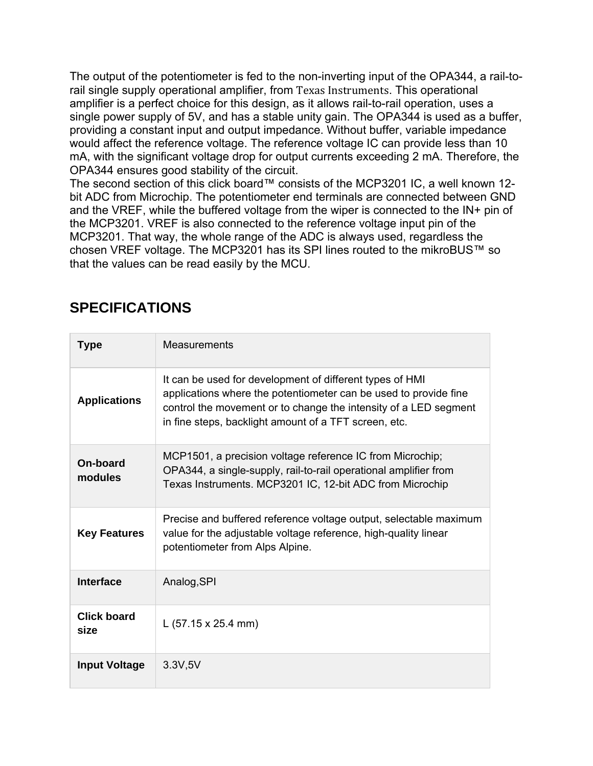The output of the potentiometer is fed to the non-inverting input of the OPA344, a rail-to-rail single supply operational amplifier, from Texas Instruments. This operational amplifier is a perfect choice for this design, as it allows rail-to-rail operation, uses a single power supply of 5V, and has a stable unity gain. The OPA344 is used as a buffer, providing a constant input and output impedance. Without buffer, variable impedance would affect the reference voltage. The reference voltage IC can provide less than 10 mA, with the significant voltage drop for output currents exceeding 2 mA. Therefore, the OPA344 ensures good stability of the circuit.
The second section of this click board™ consists of the MCP3201 IC, a well known 12-bit ADC from Microchip. The potentiometer end terminals are connected between GND and the VREF, while the buffered voltage from the wiper is connected to the IN+ pin of the MCP3201. VREF is also connected to the reference voltage input pin of the MCP3201. That way, the whole range of the ADC is always used, regardless the chosen VREF voltage. The MCP3201 has its SPI lines routed to the mikroBUS™ so that the values can be read easily by the MCU.

## SPECIFICATIONS

| **Type** | Measurements |
|---|---|
| **Applications** | It can be used for development of different types of HMI applications where the potentiometer can be used to provide fine control the movement or to change the intensity of a LED segment in fine steps, backlight amount of a TFT screen, etc. |
| **On-board modules** | MCP1501, a precision voltage reference IC from Microchip; OPA344, a single-supply, rail-to-rail operational amplifier from Texas Instruments. MCP3201 IC, 12-bit ADC from Microchip |
| **Key Features** | Precise and buffered reference voltage output, selectable maximum value for the adjustable voltage reference, high-quality linear potentiometer from Alps Alpine. |
| **Interface** | Analog,SPI |
| **Click board size** | L (57.15 x 25.4 mm) |
| **Input Voltage** | 3.3V,5V |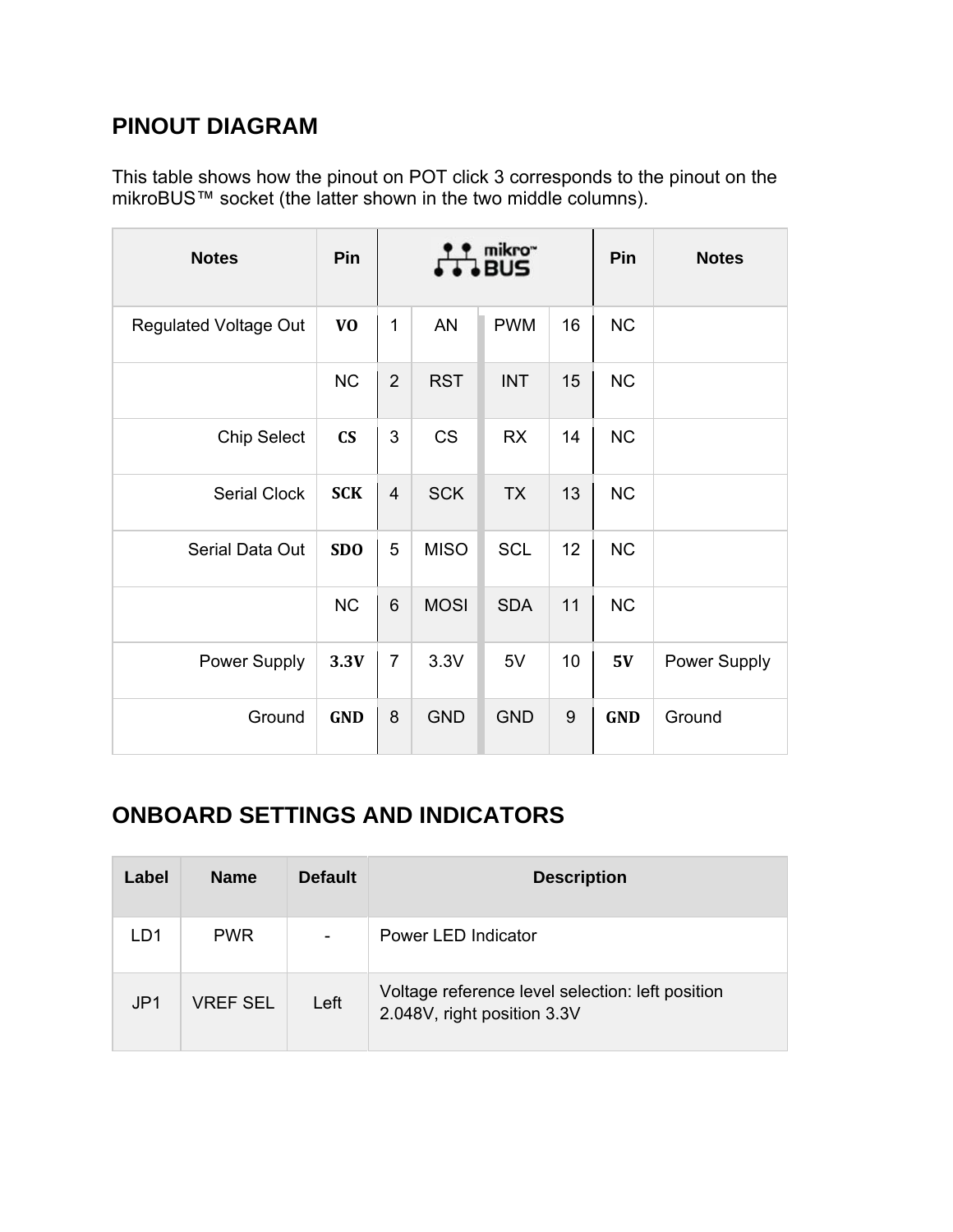## PINOUT DIAGRAM

This table shows how the pinout on POT click 3 corresponds to the pinout on the mikroBUS™ socket (the latter shown in the two middle columns).

| Notes | Pin | mikroBUS | | | | Pin | Notes |
|---|---|---|---|---|---|---|---|
| Regulated Voltage Out | **VO** | 1 | AN | PWM | 16 | NC | |
| | NC | 2 | RST | INT | 15 | NC | |
| Chip Select | **CS** | 3 | CS | RX | 14 | NC | |
| Serial Clock | **SCK** | 4 | SCK | TX | 13 | NC | |
| Serial Data Out | **SDO** | 5 | MISO | SCL | 12 | NC | |
| | NC | 6 | MOSI | SDA | 11 | NC | |
| Power Supply | **3.3V** | 7 | 3.3V | 5V | 10 | **5V** | Power Supply |
| Ground | **GND** | 8 | GND | GND | 9 | **GND** | Ground |

## ONBOARD SETTINGS AND INDICATORS

| Label | Name | Default | Description |
|---|---|---|---|
| LD1 | PWR | - | Power LED Indicator |
| JP1 | VREF SEL | Left | Voltage reference level selection: left position 2.048V, right position 3.3V |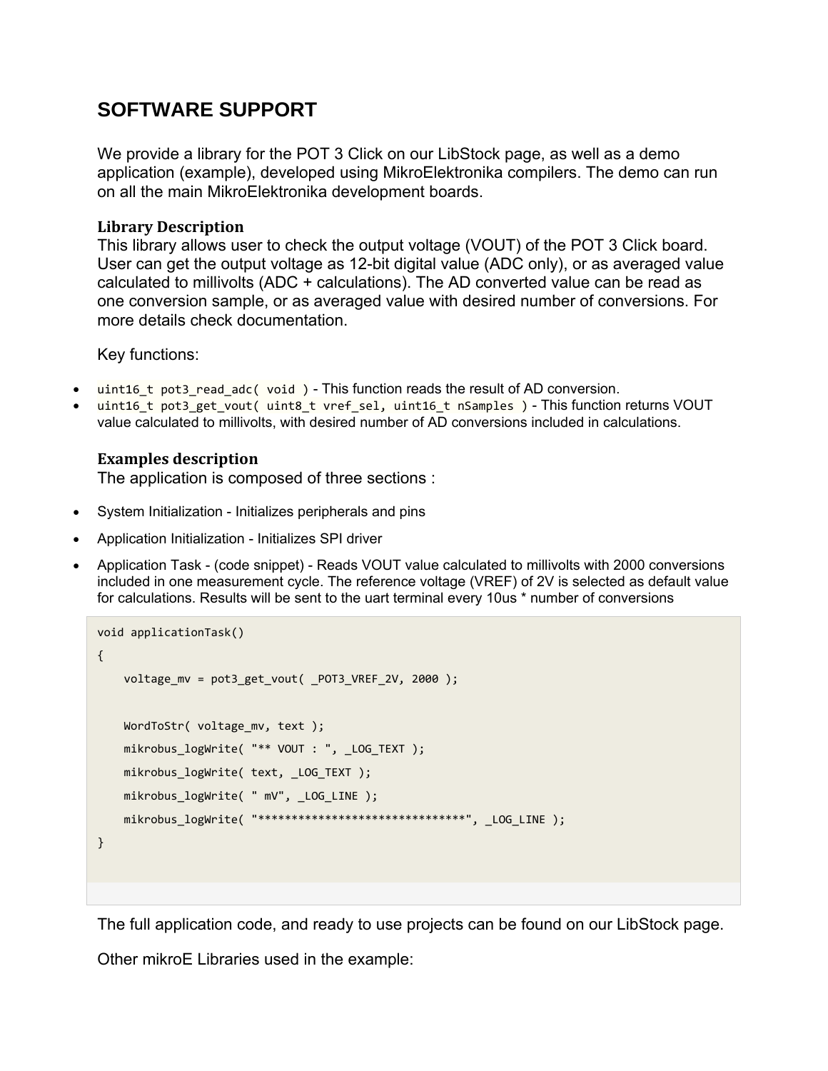## SOFTWARE SUPPORT

We provide a library for the POT 3 Click on our LibStock page, as well as a demo application (example), developed using MikroElektronika compilers. The demo can run on all the main MikroElektronika development boards.

### Library Description

This library allows user to check the output voltage (VOUT) of the POT 3 Click board. User can get the output voltage as 12-bit digital value (ADC only), or as averaged value calculated to millivolts (ADC + calculations). The AD converted value can be read as one conversion sample, or as averaged value with desired number of conversions. For more details check documentation.

Key functions:

- `uint16_t pot3_read_adc( void )` - This function reads the result of AD conversion.
- `uint16_t pot3_get_vout( uint8_t vref_sel, uint16_t nSamples )` - This function returns VOUT value calculated to millivolts, with desired number of AD conversions included in calculations.

### Examples description

The application is composed of three sections :

- System Initialization - Initializes peripherals and pins
- Application Initialization - Initializes SPI driver
- Application Task - (code snippet) - Reads VOUT value calculated to millivolts with 2000 conversions included in one measurement cycle. The reference voltage (VREF) of 2V is selected as default value for calculations. Results will be sent to the uart terminal every 10us * number of conversions

```
void applicationTask()
{
    voltage_mv = pot3_get_vout( _POT3_VREF_2V, 2000 );

    WordToStr( voltage_mv, text );
    mikrobus_logWrite( "** VOUT : ", _LOG_TEXT );
    mikrobus_logWrite( text, _LOG_TEXT );
    mikrobus_logWrite( " mV", _LOG_LINE );
    mikrobus_logWrite( "*******************************", _LOG_LINE );
}
```

The full application code, and ready to use projects can be found on our LibStock page.

Other mikroE Libraries used in the example: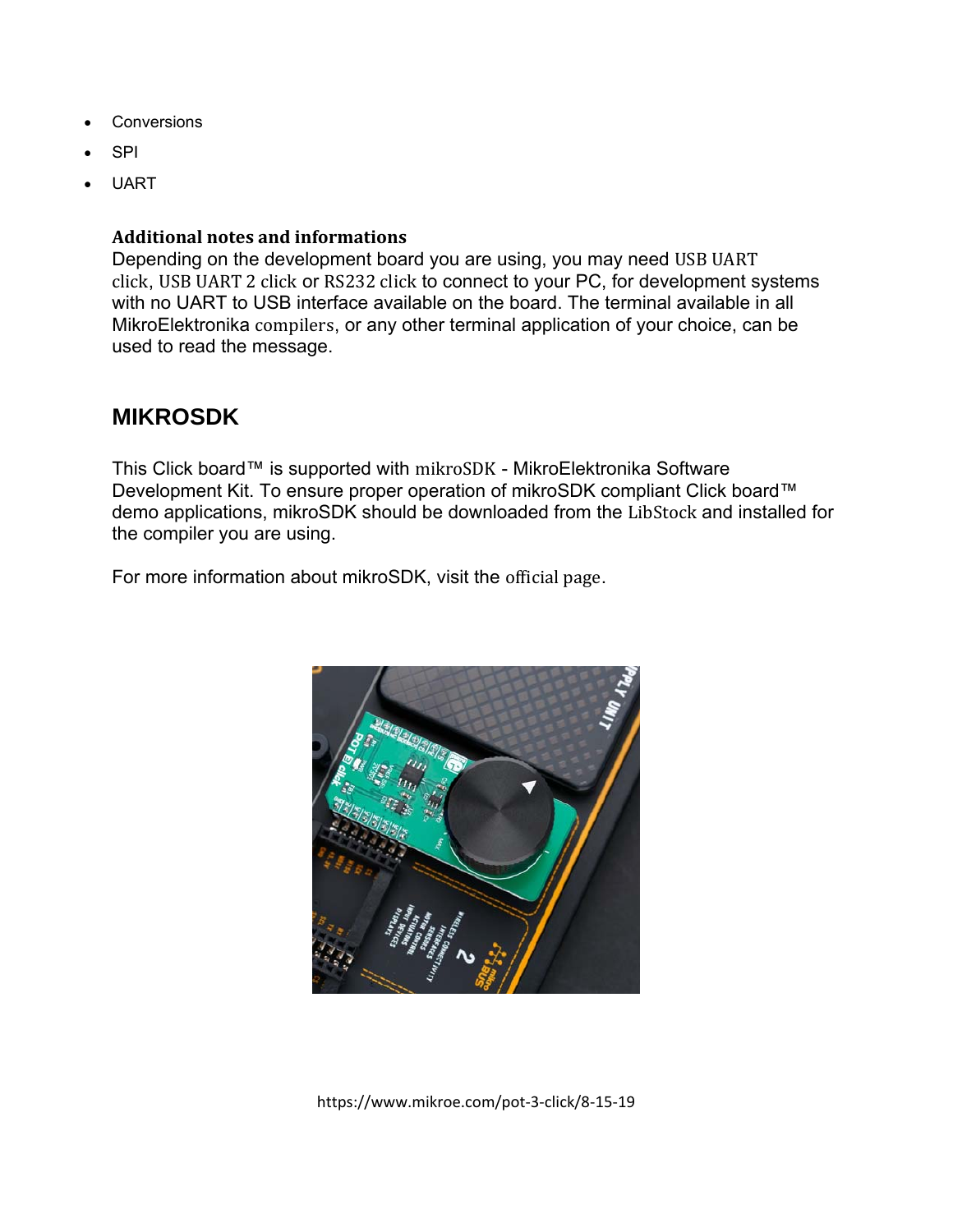- Conversions
- SPI
- UART

**Additional notes and informations**

Depending on the development board you are using, you may need USB UART click, USB UART 2 click or RS232 click to connect to your PC, for development systems with no UART to USB interface available on the board. The terminal available in all MikroElektronika compilers, or any other terminal application of your choice, can be used to read the message.

## MIKROSDK

This Click board™ is supported with mikroSDK - MikroElektronika Software Development Kit. To ensure proper operation of mikroSDK compliant Click board™ demo applications, mikroSDK should be downloaded from the LibStock and installed for the compiler you are using.

For more information about mikroSDK, visit the official page.

https://www.mikroe.com/pot-3-click/8-15-19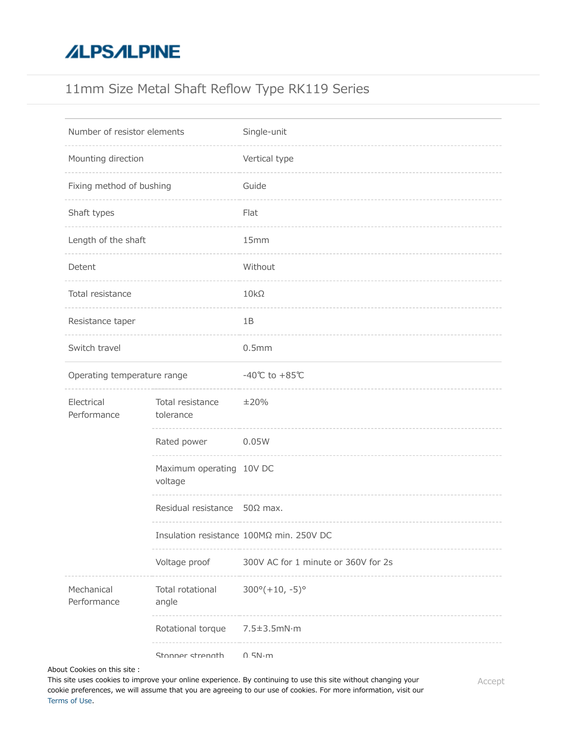# 11mm Size Metal Shaft Reflow Type RK119 Series

| | | |
|---|---|---|
| Number of resistor elements | | Single-unit |
| Mounting direction | | Vertical type |
| Fixing method of bushing | | Guide |
| Shaft types | | Flat |
| Length of the shaft | | 15mm |
| Detent | | Without |
| Total resistance | | 10kΩ |
| Resistance taper | | 1B |
| Switch travel | | 0.5mm |
| Operating temperature range | | -40℃ to +85℃ |
| Electrical Performance | Total resistance tolerance | ±20% |
| | Rated power | 0.05W |
| | Maximum operating voltage | 10V DC |
| | Residual resistance | 50Ω max. |
| | Insulation resistance | 100MΩ min. 250V DC |
| | Voltage proof | 300V AC for 1 minute or 360V for 2s |
| Mechanical Performance | Total rotational angle | 300°(+10, -5)° |
| | Rotational torque | 7.5±3.5mN·m |
| | Stopper strength | 0.5N·m |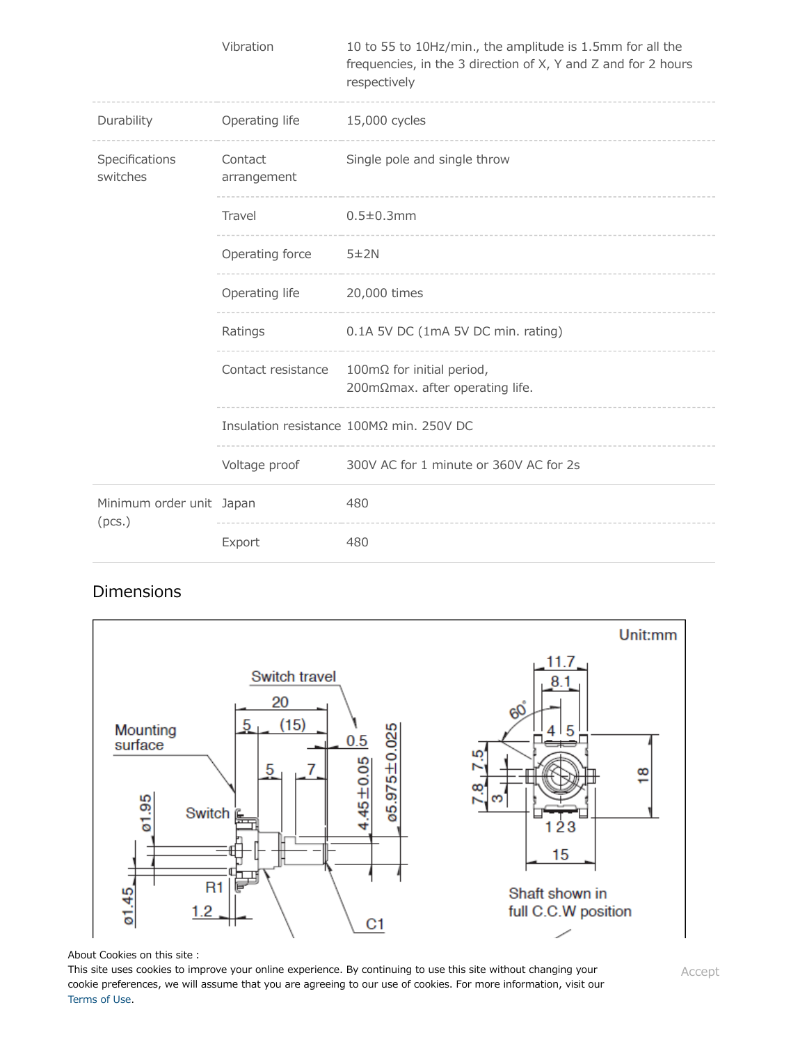| | | |
|---|---|---|
| | Vibration | 10 to 55 to 10Hz/min., the amplitude is 1.5mm for all the frequencies, in the 3 direction of X, Y and Z and for 2 hours respectively |
| Durability | Operating life | 15,000 cycles |
| Specifications switches | Contact arrangement | Single pole and single throw |
| | Travel | 0.5±0.3mm |
| | Operating force | 5±2N |
| | Operating life | 20,000 times |
| | Ratings | 0.1A 5V DC (1mA 5V DC min. rating) |
| | Contact resistance | 100mΩ for initial period,<br>200mΩmax. after operating life. |
| | Insulation resistance | 100MΩ min. 250V DC |
| | Voltage proof | 300V AC for 1 minute or 360V AC for 2s |
| Minimum order unit (pcs.) | Japan | 480 |
| | Export | 480 |

## Dimensions

Unit:mm

Mounting surface

Switch travel

Switch

Shaft shown in full C.C.W position

About Cookies on this site :
This site uses cookies to improve your online experience. By continuing to use this site without changing your cookie preferences, we will assume that you are agreeing to our use of cookies. For more information, visit our Terms of Use.

Accept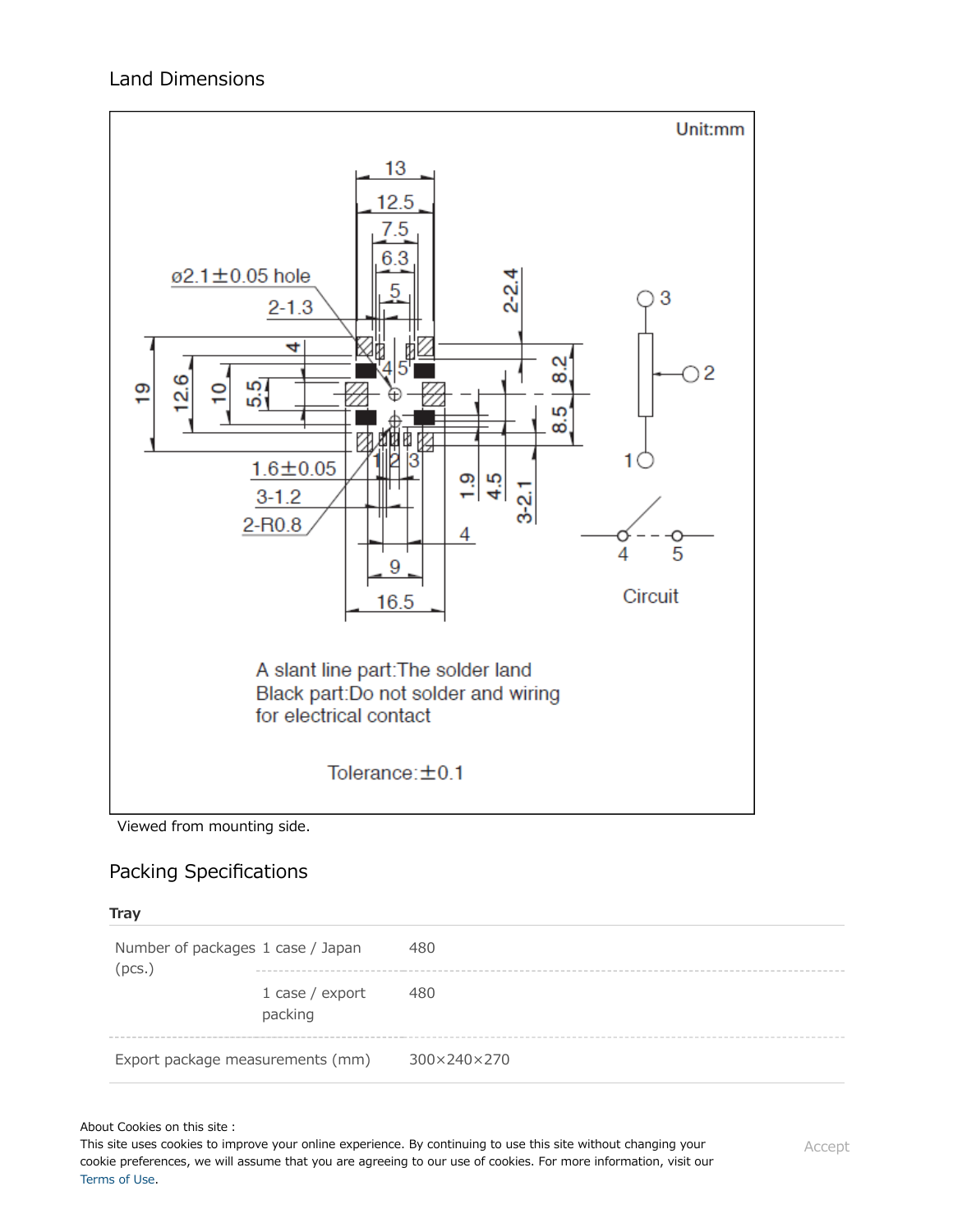## Land Dimensions

Unit:mm

A slant line part:The solder land
Black part:Do not solder and wiring for electrical contact

Tolerance:±0.1

Circuit

Viewed from mounting side.

## Packing Specifications

**Tray**

| | | |
|---|---|---|
| Number of packages (pcs.) | 1 case / Japan | 480 |
| | 1 case / export packing | 480 |
| Export package measurements (mm) | | 300×240×270 |

About Cookies on this site :
This site uses cookies to improve your online experience. By continuing to use this site without changing your cookie preferences, we will assume that you are agreeing to our use of cookies. For more information, visit our Terms of Use.

Accept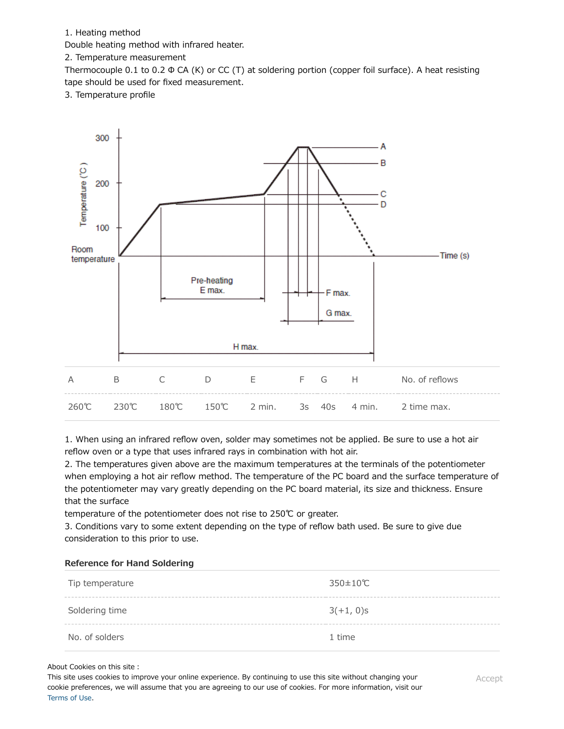1. Heating method
Double heating method with infrared heater.
2. Temperature measurement
Thermocouple 0.1 to 0.2 Φ CA (K) or CC (T) at soldering portion (copper foil surface). A heat resisting tape should be used for fixed measurement.
3. Temperature profile

| A | B | C | D | E | F | G | H | No. of reflows |
|---|---|---|---|---|---|---|---|---|
| 260℃ | 230℃ | 180℃ | 150℃ | 2 min. | 3s | 40s | 4 min. | 2 time max. |

1. When using an infrared reflow oven, solder may sometimes not be applied. Be sure to use a hot air reflow oven or a type that uses infrared rays in combination with hot air.
2. The temperatures given above are the maximum temperatures at the terminals of the potentiometer when employing a hot air reflow method. The temperature of the PC board and the surface temperature of the potentiometer may vary greatly depending on the PC board material, its size and thickness. Ensure that the surface
temperature of the potentiometer does not rise to 250℃ or greater.
3. Conditions vary to some extent depending on the type of reflow bath used. Be sure to give due consideration to this prior to use.

**Reference for Hand Soldering**

| | |
|---|---|
| Tip temperature | 350±10℃ |
| Soldering time | 3(+1, 0)s |
| No. of solders | 1 time |

About Cookies on this site :
This site uses cookies to improve your online experience. By continuing to use this site without changing your cookie preferences, we will assume that you are agreeing to our use of cookies. For more information, visit our Terms of Use.

Accept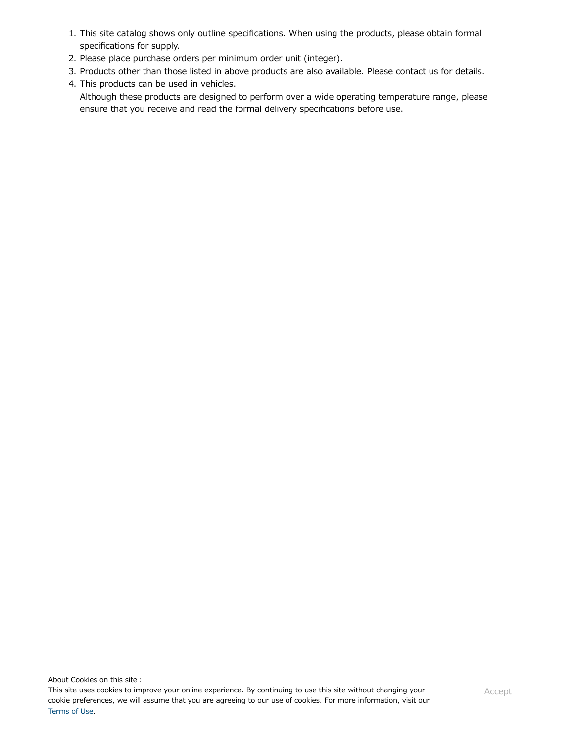1. This site catalog shows only outline specifications. When using the products, please obtain formal specifications for supply.
2. Please place purchase orders per minimum order unit (integer).
3. Products other than those listed in above products are also available. Please contact us for details.
4. This products can be used in vehicles.
   Although these products are designed to perform over a wide operating temperature range, please ensure that you receive and read the formal delivery specifications before use.

About Cookies on this site :

This site uses cookies to improve your online experience. By continuing to use this site without changing your cookie preferences, we will assume that you are agreeing to our use of cookies. For more information, visit our Terms of Use.

Accept